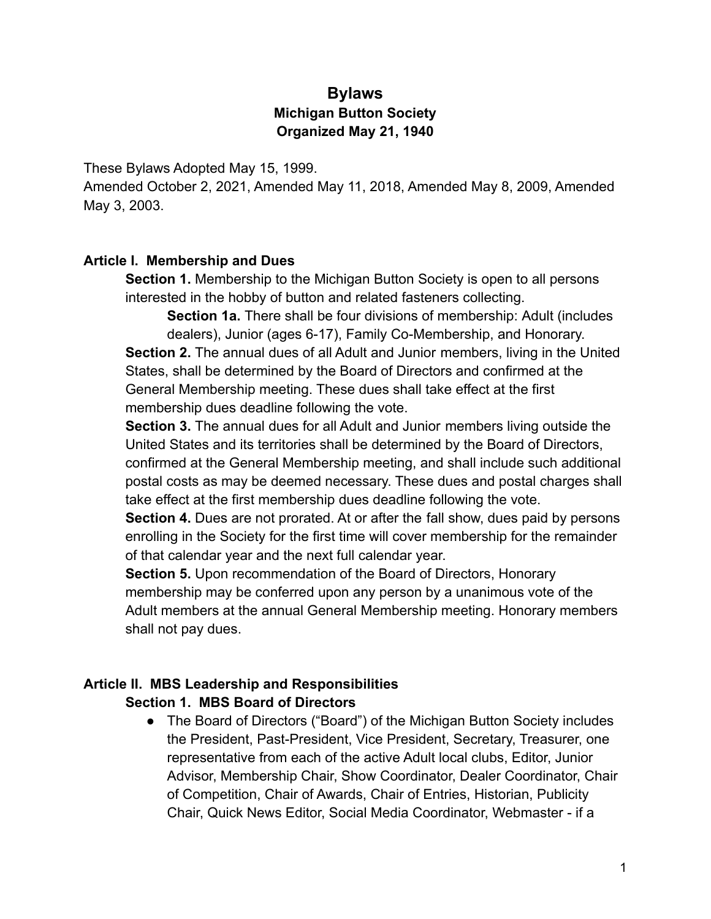# Bylaws

## Michigan Button Society

## Organized May 21, 1940

These Bylaws Adopted May 15, 1999.
Amended October 2, 2021, Amended May 11, 2018, Amended May 8, 2009, Amended May 3, 2003.

### Article I. Membership and Dues

**Section 1.** Membership to the Michigan Button Society is open to all persons interested in the hobby of button and related fasteners collecting.

**Section 1a.** There shall be four divisions of membership: Adult (includes dealers), Junior (ages 6-17), Family Co-Membership, and Honorary.

**Section 2.** The annual dues of all Adult and Junior members, living in the United States, shall be determined by the Board of Directors and confirmed at the General Membership meeting. These dues shall take effect at the first membership dues deadline following the vote.

**Section 3.** The annual dues for all Adult and Junior members living outside the United States and its territories shall be determined by the Board of Directors, confirmed at the General Membership meeting, and shall include such additional postal costs as may be deemed necessary. These dues and postal charges shall take effect at the first membership dues deadline following the vote.

**Section 4.** Dues are not prorated. At or after the fall show, dues paid by persons enrolling in the Society for the first time will cover membership for the remainder of that calendar year and the next full calendar year.

**Section 5.** Upon recommendation of the Board of Directors, Honorary membership may be conferred upon any person by a unanimous vote of the Adult members at the annual General Membership meeting. Honorary members shall not pay dues.

### Article II. MBS Leadership and Responsibilities

**Section 1. MBS Board of Directors**

- The Board of Directors ("Board") of the Michigan Button Society includes the President, Past-President, Vice President, Secretary, Treasurer, one representative from each of the active Adult local clubs, Editor, Junior Advisor, Membership Chair, Show Coordinator, Dealer Coordinator, Chair of Competition, Chair of Awards, Chair of Entries, Historian, Publicity Chair, Quick News Editor, Social Media Coordinator, Webmaster - if a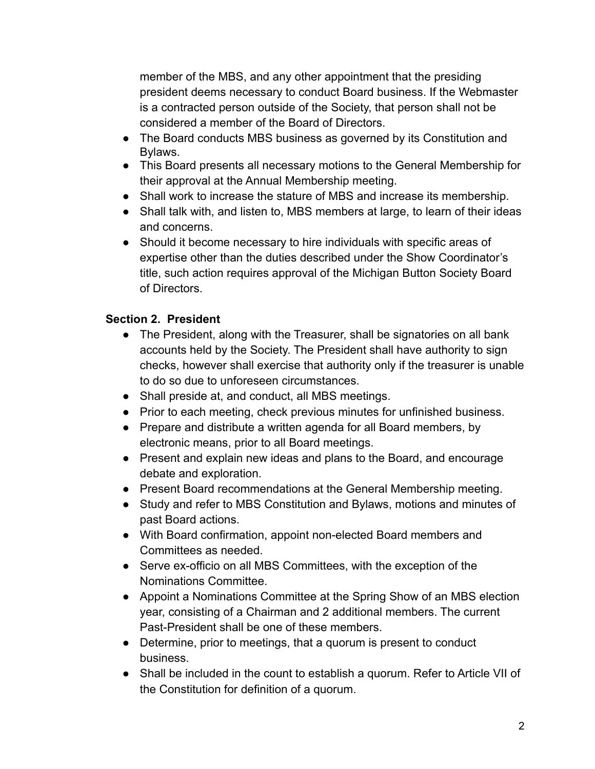member of the MBS, and any other appointment that the presiding president deems necessary to conduct Board business. If the Webmaster is a contracted person outside of the Society, that person shall not be considered a member of the Board of Directors.

- The Board conducts MBS business as governed by its Constitution and Bylaws.
- This Board presents all necessary motions to the General Membership for their approval at the Annual Membership meeting.
- Shall work to increase the stature of MBS and increase its membership.
- Shall talk with, and listen to, MBS members at large, to learn of their ideas and concerns.
- Should it become necessary to hire individuals with specific areas of expertise other than the duties described under the Show Coordinator's title, such action requires approval of the Michigan Button Society Board of Directors.

**Section 2. President**

- The President, along with the Treasurer, shall be signatories on all bank accounts held by the Society. The President shall have authority to sign checks, however shall exercise that authority only if the treasurer is unable to do so due to unforeseen circumstances.
- Shall preside at, and conduct, all MBS meetings.
- Prior to each meeting, check previous minutes for unfinished business.
- Prepare and distribute a written agenda for all Board members, by electronic means, prior to all Board meetings.
- Present and explain new ideas and plans to the Board, and encourage debate and exploration.
- Present Board recommendations at the General Membership meeting.
- Study and refer to MBS Constitution and Bylaws, motions and minutes of past Board actions.
- With Board confirmation, appoint non-elected Board members and Committees as needed.
- Serve ex-officio on all MBS Committees, with the exception of the Nominations Committee.
- Appoint a Nominations Committee at the Spring Show of an MBS election year, consisting of a Chairman and 2 additional members. The current Past-President shall be one of these members.
- Determine, prior to meetings, that a quorum is present to conduct business.
- Shall be included in the count to establish a quorum. Refer to Article VII of the Constitution for definition of a quorum.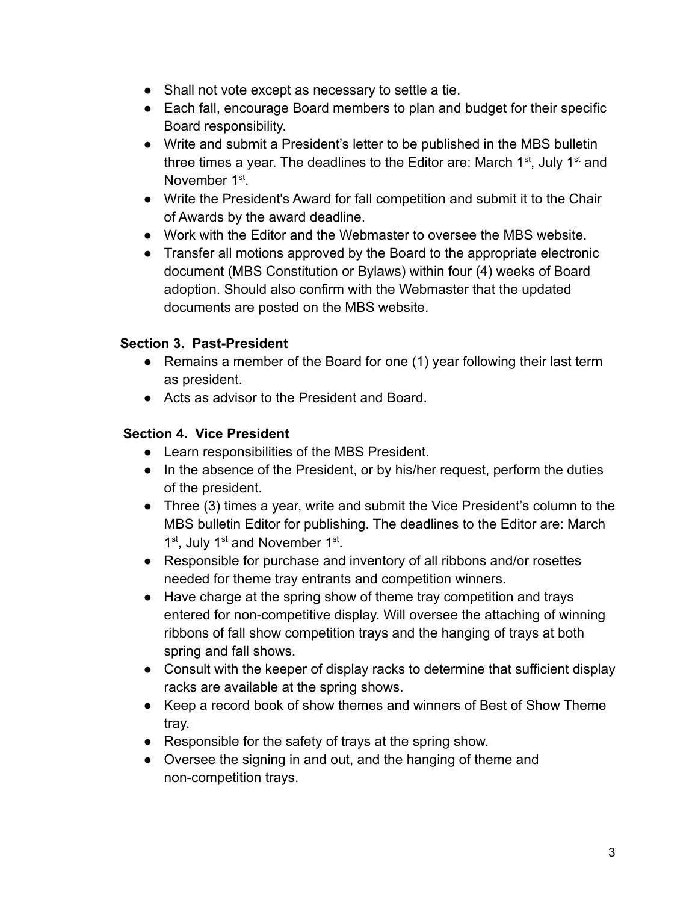- Shall not vote except as necessary to settle a tie.
- Each fall, encourage Board members to plan and budget for their specific Board responsibility.
- Write and submit a President's letter to be published in the MBS bulletin three times a year. The deadlines to the Editor are: March 1st, July 1st and November 1st.
- Write the President's Award for fall competition and submit it to the Chair of Awards by the award deadline.
- Work with the Editor and the Webmaster to oversee the MBS website.
- Transfer all motions approved by the Board to the appropriate electronic document (MBS Constitution or Bylaws) within four (4) weeks of Board adoption. Should also confirm with the Webmaster that the updated documents are posted on the MBS website.

**Section 3. Past-President**

- Remains a member of the Board for one (1) year following their last term as president.
- Acts as advisor to the President and Board.

**Section 4. Vice President**

- Learn responsibilities of the MBS President.
- In the absence of the President, or by his/her request, perform the duties of the president.
- Three (3) times a year, write and submit the Vice President's column to the MBS bulletin Editor for publishing. The deadlines to the Editor are: March 1st, July 1st and November 1st.
- Responsible for purchase and inventory of all ribbons and/or rosettes needed for theme tray entrants and competition winners.
- Have charge at the spring show of theme tray competition and trays entered for non-competitive display. Will oversee the attaching of winning ribbons of fall show competition trays and the hanging of trays at both spring and fall shows.
- Consult with the keeper of display racks to determine that sufficient display racks are available at the spring shows.
- Keep a record book of show themes and winners of Best of Show Theme tray.
- Responsible for the safety of trays at the spring show.
- Oversee the signing in and out, and the hanging of theme and non-competition trays.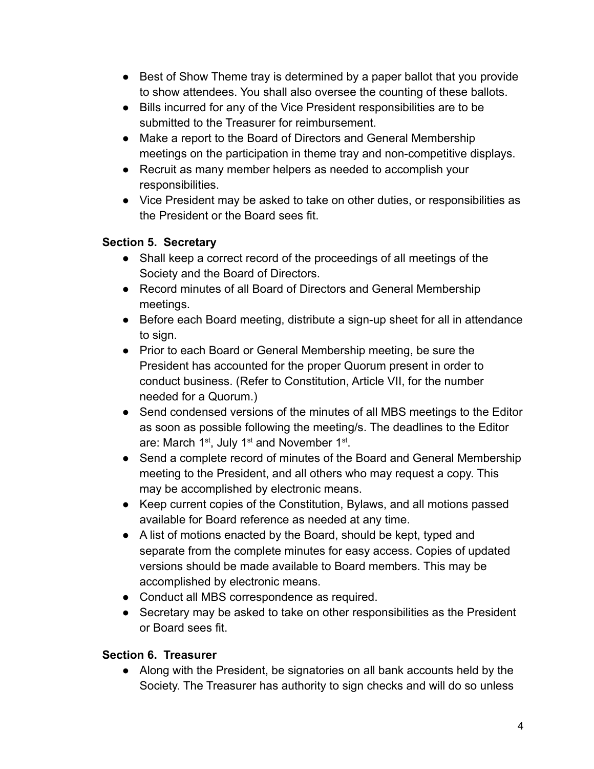- Best of Show Theme tray is determined by a paper ballot that you provide to show attendees. You shall also oversee the counting of these ballots.
- Bills incurred for any of the Vice President responsibilities are to be submitted to the Treasurer for reimbursement.
- Make a report to the Board of Directors and General Membership meetings on the participation in theme tray and non-competitive displays.
- Recruit as many member helpers as needed to accomplish your responsibilities.
- Vice President may be asked to take on other duties, or responsibilities as the President or the Board sees fit.

**Section 5. Secretary**

- Shall keep a correct record of the proceedings of all meetings of the Society and the Board of Directors.
- Record minutes of all Board of Directors and General Membership meetings.
- Before each Board meeting, distribute a sign-up sheet for all in attendance to sign.
- Prior to each Board or General Membership meeting, be sure the President has accounted for the proper Quorum present in order to conduct business. (Refer to Constitution, Article VII, for the number needed for a Quorum.)
- Send condensed versions of the minutes of all MBS meetings to the Editor as soon as possible following the meeting/s. The deadlines to the Editor are: March 1st, July 1st and November 1st.
- Send a complete record of minutes of the Board and General Membership meeting to the President, and all others who may request a copy. This may be accomplished by electronic means.
- Keep current copies of the Constitution, Bylaws, and all motions passed available for Board reference as needed at any time.
- A list of motions enacted by the Board, should be kept, typed and separate from the complete minutes for easy access. Copies of updated versions should be made available to Board members. This may be accomplished by electronic means.
- Conduct all MBS correspondence as required.
- Secretary may be asked to take on other responsibilities as the President or Board sees fit.

**Section 6. Treasurer**

- Along with the President, be signatories on all bank accounts held by the Society. The Treasurer has authority to sign checks and will do so unless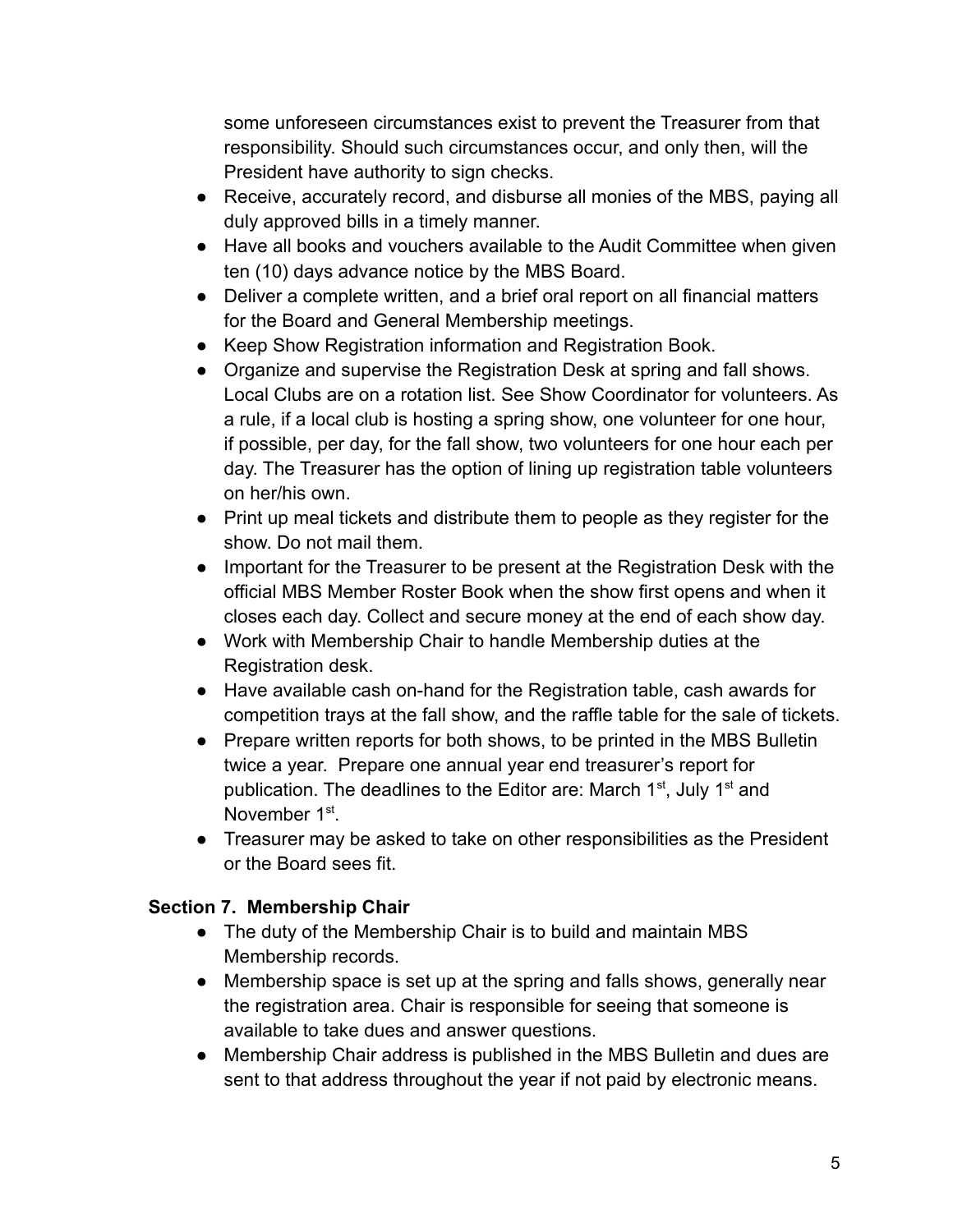some unforeseen circumstances exist to prevent the Treasurer from that responsibility. Should such circumstances occur, and only then, will the President have authority to sign checks.

- Receive, accurately record, and disburse all monies of the MBS, paying all duly approved bills in a timely manner.
- Have all books and vouchers available to the Audit Committee when given ten (10) days advance notice by the MBS Board.
- Deliver a complete written, and a brief oral report on all financial matters for the Board and General Membership meetings.
- Keep Show Registration information and Registration Book.
- Organize and supervise the Registration Desk at spring and fall shows. Local Clubs are on a rotation list. See Show Coordinator for volunteers. As a rule, if a local club is hosting a spring show, one volunteer for one hour, if possible, per day, for the fall show, two volunteers for one hour each per day. The Treasurer has the option of lining up registration table volunteers on her/his own.
- Print up meal tickets and distribute them to people as they register for the show. Do not mail them.
- Important for the Treasurer to be present at the Registration Desk with the official MBS Member Roster Book when the show first opens and when it closes each day. Collect and secure money at the end of each show day.
- Work with Membership Chair to handle Membership duties at the Registration desk.
- Have available cash on-hand for the Registration table, cash awards for competition trays at the fall show, and the raffle table for the sale of tickets.
- Prepare written reports for both shows, to be printed in the MBS Bulletin twice a year. Prepare one annual year end treasurer's report for publication. The deadlines to the Editor are: March 1st, July 1st and November 1st.
- Treasurer may be asked to take on other responsibilities as the President or the Board sees fit.

### Section 7. Membership Chair

- The duty of the Membership Chair is to build and maintain MBS Membership records.
- Membership space is set up at the spring and falls shows, generally near the registration area. Chair is responsible for seeing that someone is available to take dues and answer questions.
- Membership Chair address is published in the MBS Bulletin and dues are sent to that address throughout the year if not paid by electronic means.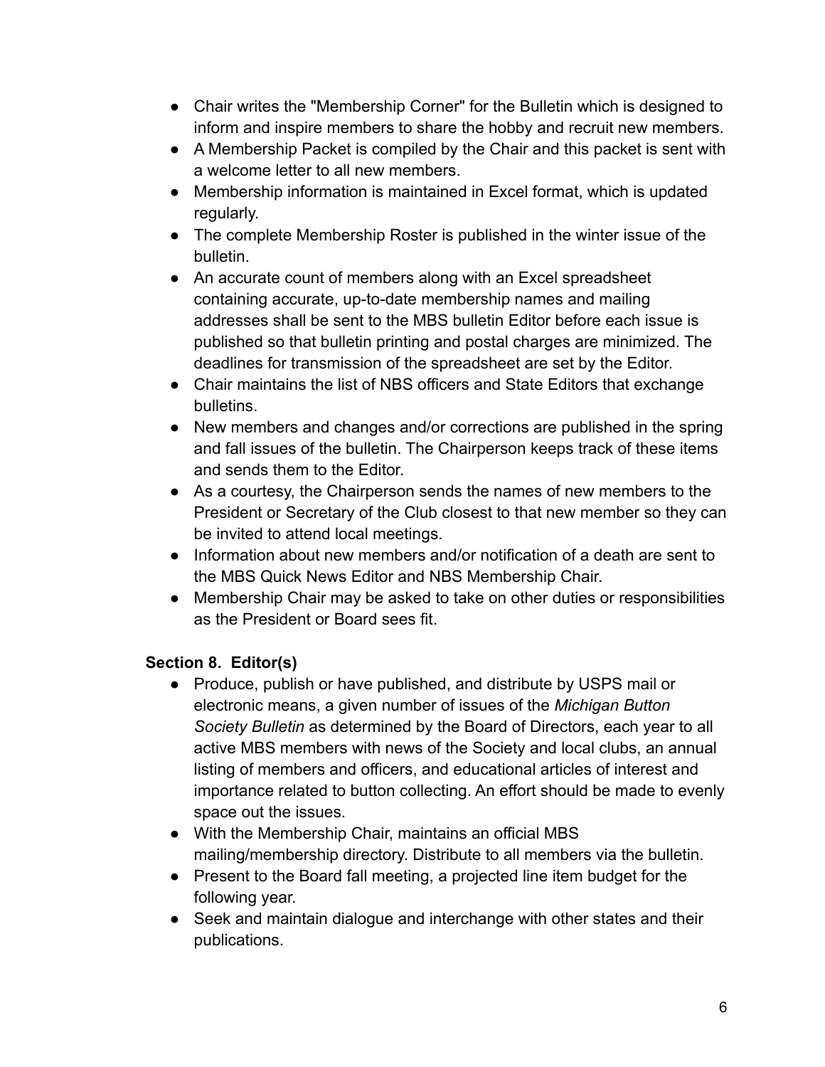- Chair writes the "Membership Corner" for the Bulletin which is designed to inform and inspire members to share the hobby and recruit new members.
- A Membership Packet is compiled by the Chair and this packet is sent with a welcome letter to all new members.
- Membership information is maintained in Excel format, which is updated regularly.
- The complete Membership Roster is published in the winter issue of the bulletin.
- An accurate count of members along with an Excel spreadsheet containing accurate, up-to-date membership names and mailing addresses shall be sent to the MBS bulletin Editor before each issue is published so that bulletin printing and postal charges are minimized. The deadlines for transmission of the spreadsheet are set by the Editor.
- Chair maintains the list of NBS officers and State Editors that exchange bulletins.
- New members and changes and/or corrections are published in the spring and fall issues of the bulletin. The Chairperson keeps track of these items and sends them to the Editor.
- As a courtesy, the Chairperson sends the names of new members to the President or Secretary of the Club closest to that new member so they can be invited to attend local meetings.
- Information about new members and/or notification of a death are sent to the MBS Quick News Editor and NBS Membership Chair.
- Membership Chair may be asked to take on other duties or responsibilities as the President or Board sees fit.

**Section 8. Editor(s)**

- Produce, publish or have published, and distribute by USPS mail or electronic means, a given number of issues of the *Michigan Button Society Bulletin* as determined by the Board of Directors, each year to all active MBS members with news of the Society and local clubs, an annual listing of members and officers, and educational articles of interest and importance related to button collecting. An effort should be made to evenly space out the issues.
- With the Membership Chair, maintains an official MBS mailing/membership directory. Distribute to all members via the bulletin.
- Present to the Board fall meeting, a projected line item budget for the following year.
- Seek and maintain dialogue and interchange with other states and their publications.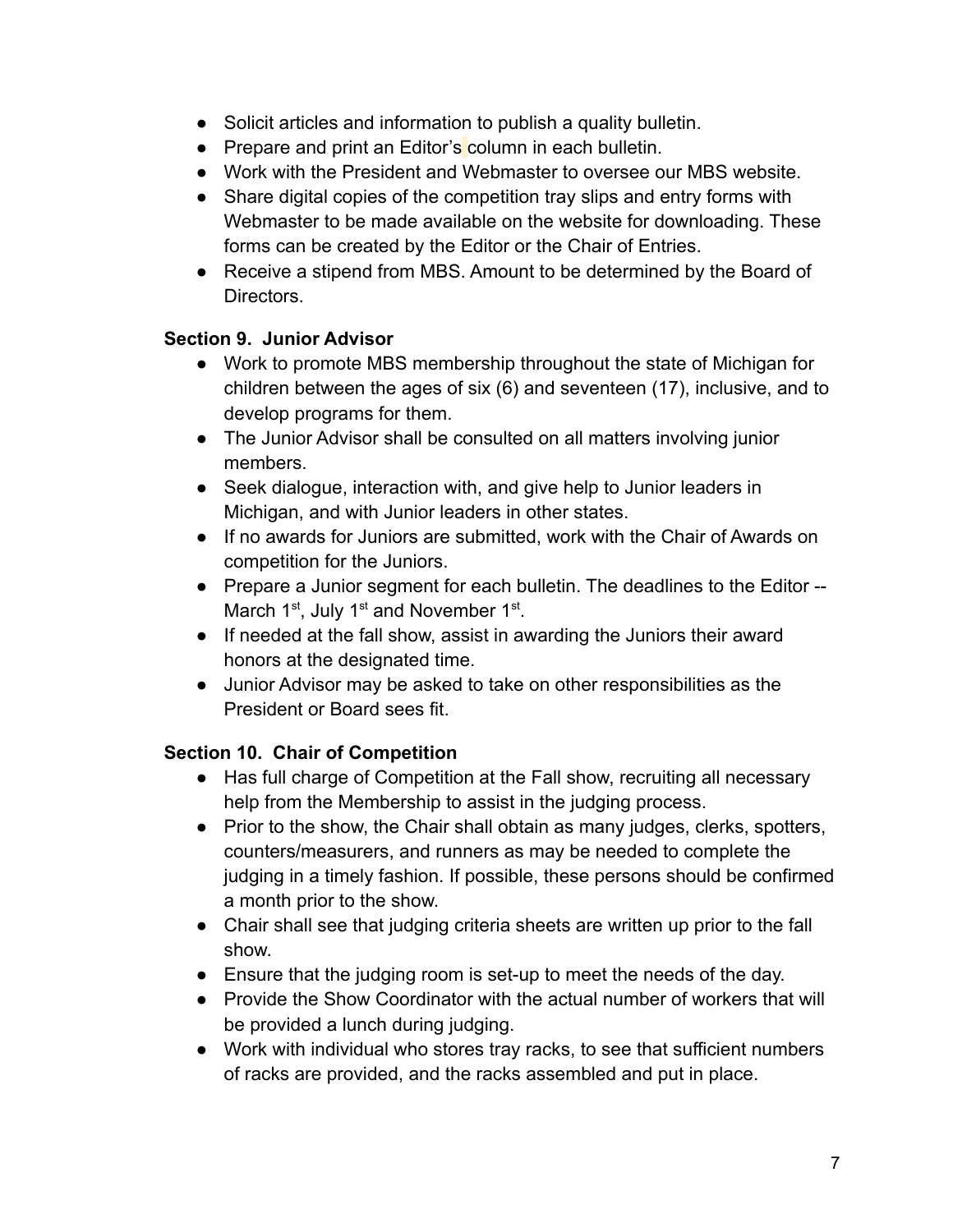- Solicit articles and information to publish a quality bulletin.
- Prepare and print an Editor's column in each bulletin.
- Work with the President and Webmaster to oversee our MBS website.
- Share digital copies of the competition tray slips and entry forms with Webmaster to be made available on the website for downloading. These forms can be created by the Editor or the Chair of Entries.
- Receive a stipend from MBS. Amount to be determined by the Board of Directors.

**Section 9. Junior Advisor**

- Work to promote MBS membership throughout the state of Michigan for children between the ages of six (6) and seventeen (17), inclusive, and to develop programs for them.
- The Junior Advisor shall be consulted on all matters involving junior members.
- Seek dialogue, interaction with, and give help to Junior leaders in Michigan, and with Junior leaders in other states.
- If no awards for Juniors are submitted, work with the Chair of Awards on competition for the Juniors.
- Prepare a Junior segment for each bulletin. The deadlines to the Editor -- March 1st, July 1st and November 1st.
- If needed at the fall show, assist in awarding the Juniors their award honors at the designated time.
- Junior Advisor may be asked to take on other responsibilities as the President or Board sees fit.

**Section 10. Chair of Competition**

- Has full charge of Competition at the Fall show, recruiting all necessary help from the Membership to assist in the judging process.
- Prior to the show, the Chair shall obtain as many judges, clerks, spotters, counters/measurers, and runners as may be needed to complete the judging in a timely fashion. If possible, these persons should be confirmed a month prior to the show.
- Chair shall see that judging criteria sheets are written up prior to the fall show.
- Ensure that the judging room is set-up to meet the needs of the day.
- Provide the Show Coordinator with the actual number of workers that will be provided a lunch during judging.
- Work with individual who stores tray racks, to see that sufficient numbers of racks are provided, and the racks assembled and put in place.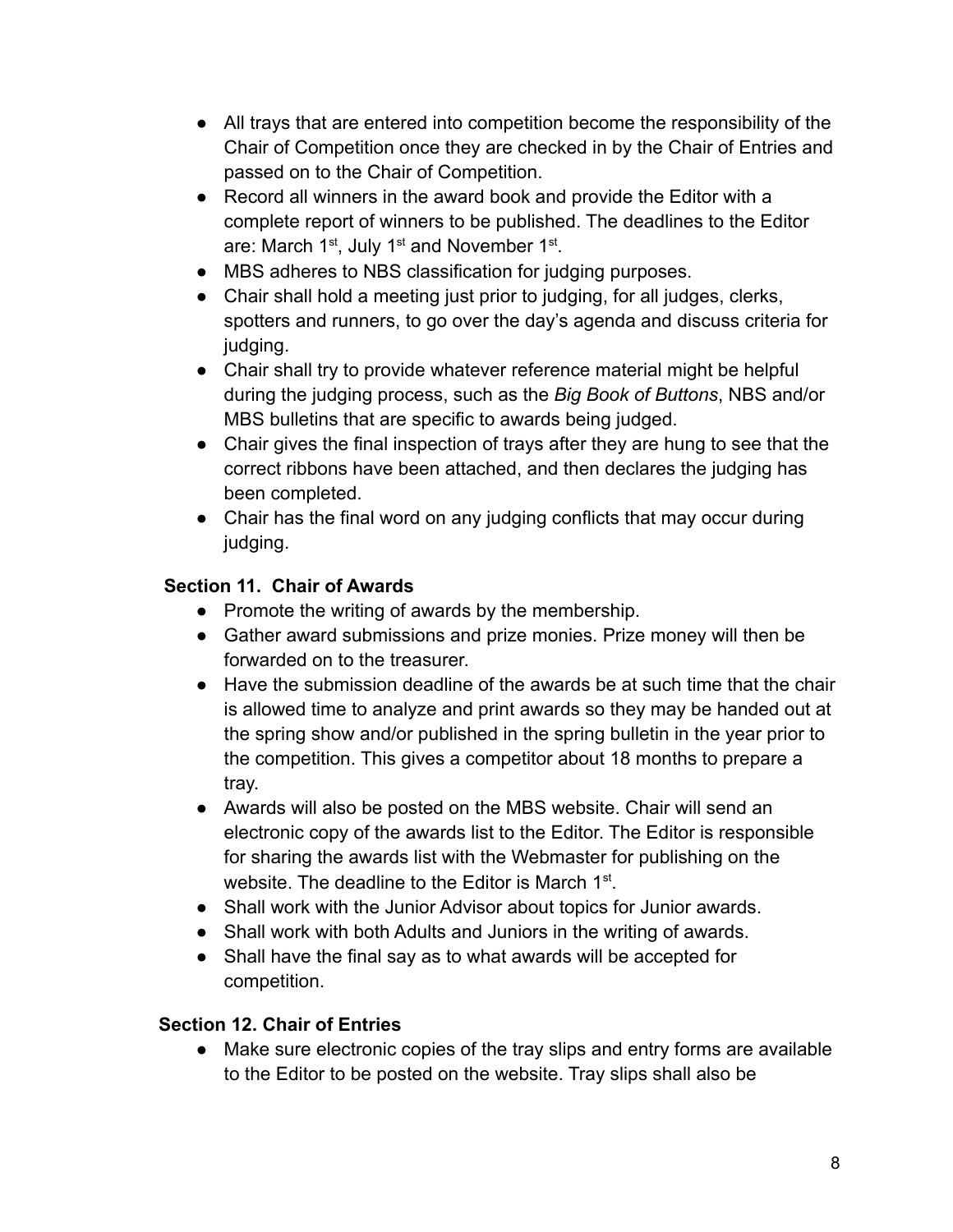- All trays that are entered into competition become the responsibility of the Chair of Competition once they are checked in by the Chair of Entries and passed on to the Chair of Competition.
- Record all winners in the award book and provide the Editor with a complete report of winners to be published. The deadlines to the Editor are: March 1st, July 1st and November 1st.
- MBS adheres to NBS classification for judging purposes.
- Chair shall hold a meeting just prior to judging, for all judges, clerks, spotters and runners, to go over the day's agenda and discuss criteria for judging.
- Chair shall try to provide whatever reference material might be helpful during the judging process, such as the *Big Book of Buttons*, NBS and/or MBS bulletins that are specific to awards being judged.
- Chair gives the final inspection of trays after they are hung to see that the correct ribbons have been attached, and then declares the judging has been completed.
- Chair has the final word on any judging conflicts that may occur during judging.

**Section 11. Chair of Awards**

- Promote the writing of awards by the membership.
- Gather award submissions and prize monies. Prize money will then be forwarded on to the treasurer.
- Have the submission deadline of the awards be at such time that the chair is allowed time to analyze and print awards so they may be handed out at the spring show and/or published in the spring bulletin in the year prior to the competition. This gives a competitor about 18 months to prepare a tray.
- Awards will also be posted on the MBS website. Chair will send an electronic copy of the awards list to the Editor. The Editor is responsible for sharing the awards list with the Webmaster for publishing on the website. The deadline to the Editor is March 1st.
- Shall work with the Junior Advisor about topics for Junior awards.
- Shall work with both Adults and Juniors in the writing of awards.
- Shall have the final say as to what awards will be accepted for competition.

**Section 12. Chair of Entries**

- Make sure electronic copies of the tray slips and entry forms are available to the Editor to be posted on the website. Tray slips shall also be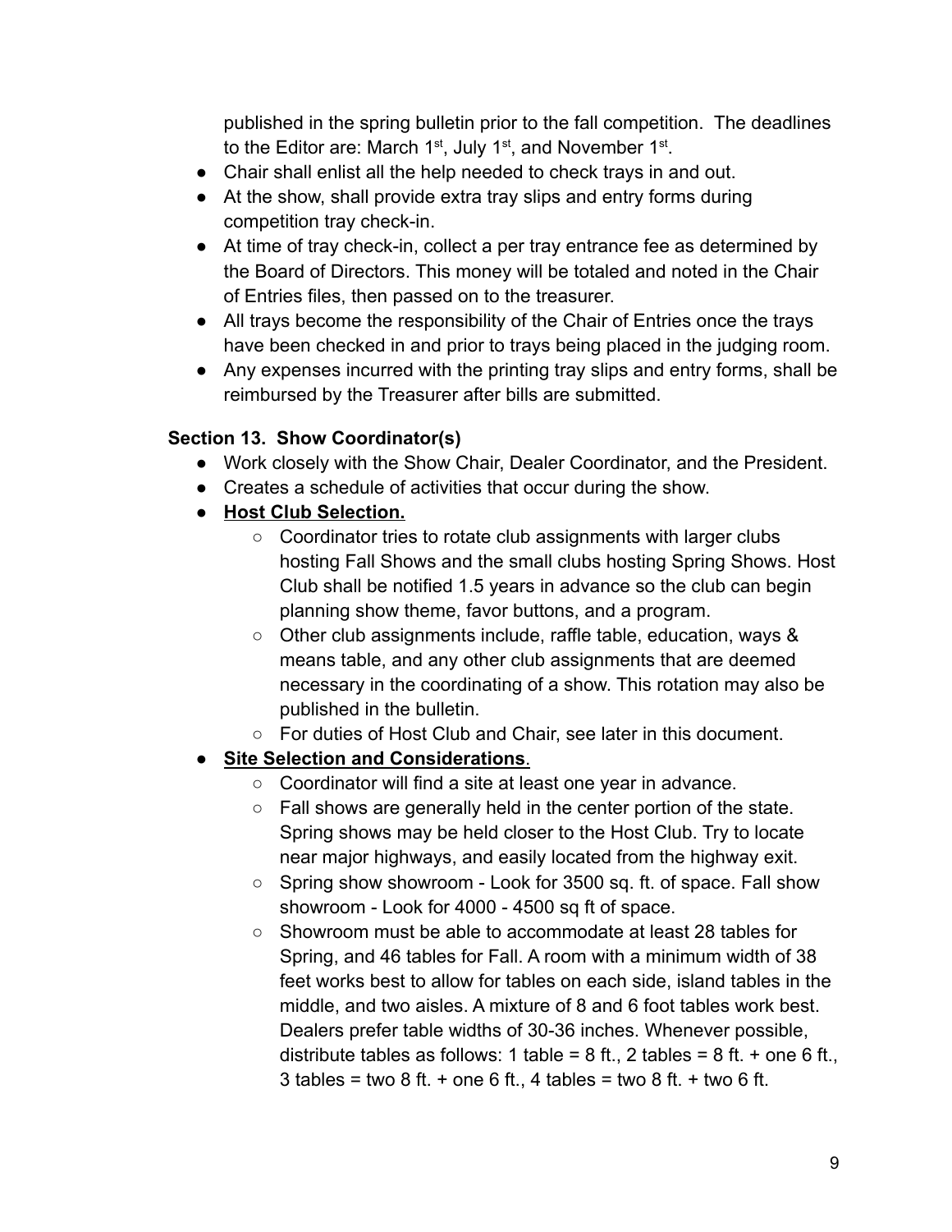published in the spring bulletin prior to the fall competition. The deadlines to the Editor are: March 1st, July 1st, and November 1st.

- Chair shall enlist all the help needed to check trays in and out.
- At the show, shall provide extra tray slips and entry forms during competition tray check-in.
- At time of tray check-in, collect a per tray entrance fee as determined by the Board of Directors. This money will be totaled and noted in the Chair of Entries files, then passed on to the treasurer.
- All trays become the responsibility of the Chair of Entries once the trays have been checked in and prior to trays being placed in the judging room.
- Any expenses incurred with the printing tray slips and entry forms, shall be reimbursed by the Treasurer after bills are submitted.

**Section 13. Show Coordinator(s)**

- Work closely with the Show Chair, Dealer Coordinator, and the President.
- Creates a schedule of activities that occur during the show.
- **Host Club Selection.**
    - Coordinator tries to rotate club assignments with larger clubs hosting Fall Shows and the small clubs hosting Spring Shows. Host Club shall be notified 1.5 years in advance so the club can begin planning show theme, favor buttons, and a program.
    - Other club assignments include, raffle table, education, ways & means table, and any other club assignments that are deemed necessary in the coordinating of a show. This rotation may also be published in the bulletin.
    - For duties of Host Club and Chair, see later in this document.
- **Site Selection and Considerations**.
    - Coordinator will find a site at least one year in advance.
    - Fall shows are generally held in the center portion of the state. Spring shows may be held closer to the Host Club. Try to locate near major highways, and easily located from the highway exit.
    - Spring show showroom - Look for 3500 sq. ft. of space. Fall show showroom - Look for 4000 - 4500 sq ft of space.
    - Showroom must be able to accommodate at least 28 tables for Spring, and 46 tables for Fall. A room with a minimum width of 38 feet works best to allow for tables on each side, island tables in the middle, and two aisles. A mixture of 8 and 6 foot tables work best. Dealers prefer table widths of 30-36 inches. Whenever possible, distribute tables as follows: 1 table = 8 ft., 2 tables = 8 ft. + one 6 ft., 3 tables = two 8 ft. + one 6 ft., 4 tables = two 8 ft. + two 6 ft.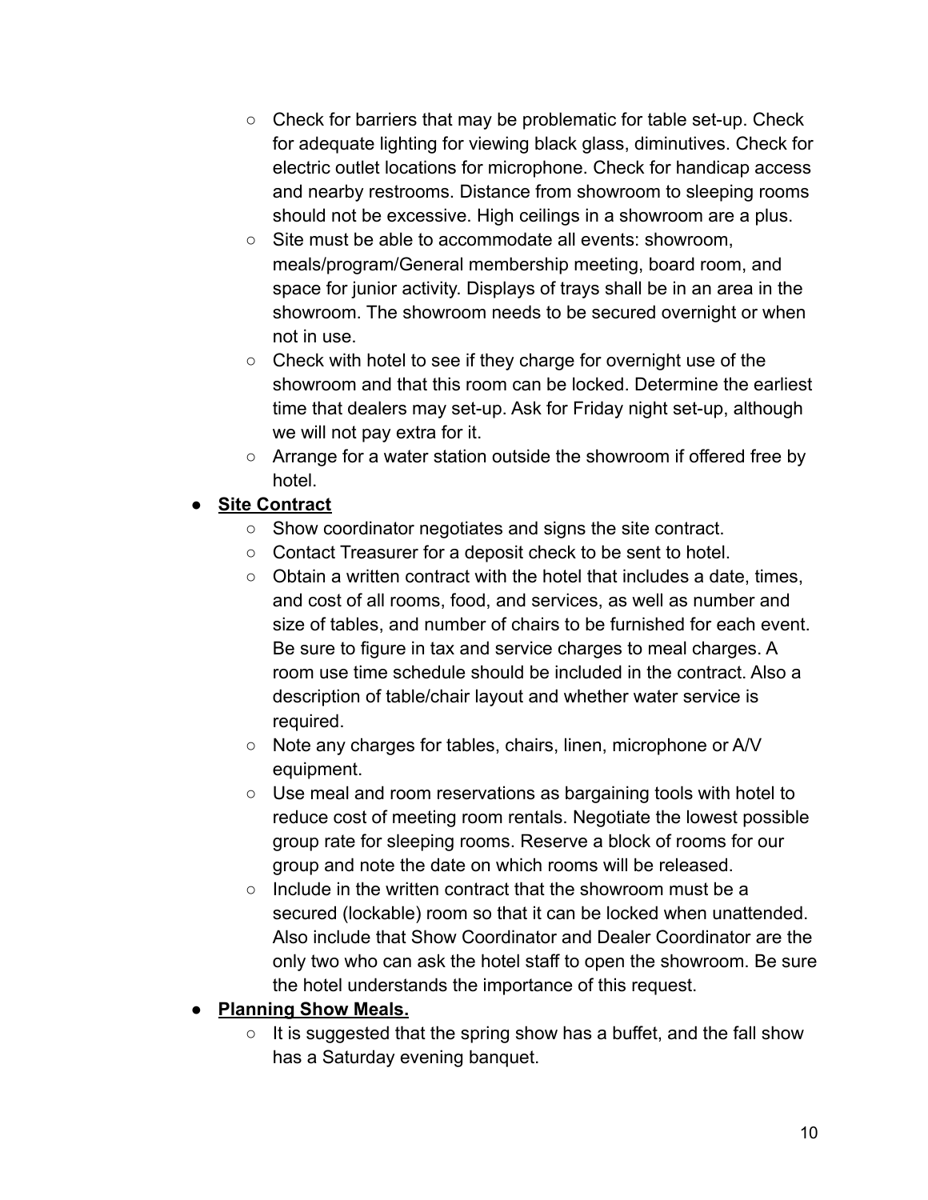- Check for barriers that may be problematic for table set-up. Check for adequate lighting for viewing black glass, diminutives. Check for electric outlet locations for microphone. Check for handicap access and nearby restrooms. Distance from showroom to sleeping rooms should not be excessive. High ceilings in a showroom are a plus.
- Site must be able to accommodate all events: showroom, meals/program/General membership meeting, board room, and space for junior activity. Displays of trays shall be in an area in the showroom. The showroom needs to be secured overnight or when not in use.
- Check with hotel to see if they charge for overnight use of the showroom and that this room can be locked. Determine the earliest time that dealers may set-up. Ask for Friday night set-up, although we will not pay extra for it.
- Arrange for a water station outside the showroom if offered free by hotel.

- **Site Contract**
  - Show coordinator negotiates and signs the site contract.
  - Contact Treasurer for a deposit check to be sent to hotel.
  - Obtain a written contract with the hotel that includes a date, times, and cost of all rooms, food, and services, as well as number and size of tables, and number of chairs to be furnished for each event. Be sure to figure in tax and service charges to meal charges. A room use time schedule should be included in the contract. Also a description of table/chair layout and whether water service is required.
  - Note any charges for tables, chairs, linen, microphone or A/V equipment.
  - Use meal and room reservations as bargaining tools with hotel to reduce cost of meeting room rentals. Negotiate the lowest possible group rate for sleeping rooms. Reserve a block of rooms for our group and note the date on which rooms will be released.
  - Include in the written contract that the showroom must be a secured (lockable) room so that it can be locked when unattended. Also include that Show Coordinator and Dealer Coordinator are the only two who can ask the hotel staff to open the showroom. Be sure the hotel understands the importance of this request.
- **Planning Show Meals.**
  - It is suggested that the spring show has a buffet, and the fall show has a Saturday evening banquet.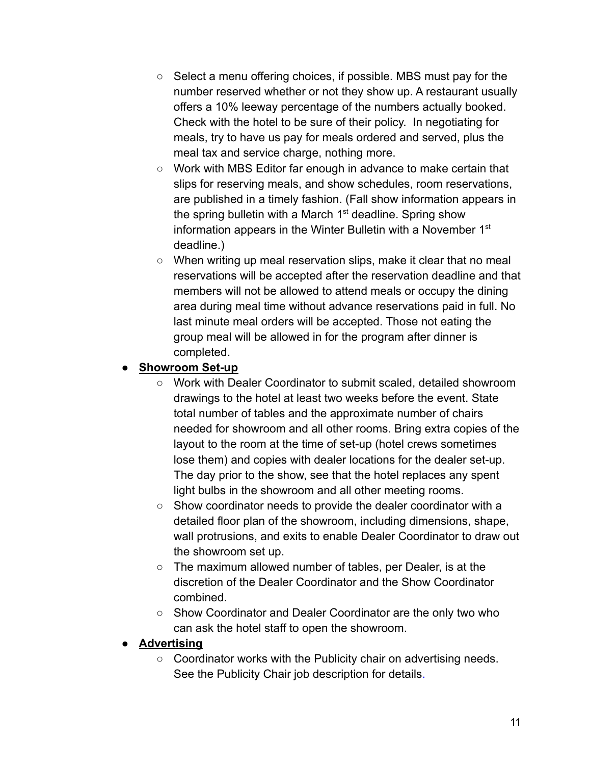- Select a menu offering choices, if possible. MBS must pay for the number reserved whether or not they show up. A restaurant usually offers a 10% leeway percentage of the numbers actually booked. Check with the hotel to be sure of their policy. In negotiating for meals, try to have us pay for meals ordered and served, plus the meal tax and service charge, nothing more.
- Work with MBS Editor far enough in advance to make certain that slips for reserving meals, and show schedules, room reservations, are published in a timely fashion. (Fall show information appears in the spring bulletin with a March 1st deadline. Spring show information appears in the Winter Bulletin with a November 1st deadline.)
- When writing up meal reservation slips, make it clear that no meal reservations will be accepted after the reservation deadline and that members will not be allowed to attend meals or occupy the dining area during meal time without advance reservations paid in full. No last minute meal orders will be accepted. Those not eating the group meal will be allowed in for the program after dinner is completed.

- **Showroom Set-up**
  - Work with Dealer Coordinator to submit scaled, detailed showroom drawings to the hotel at least two weeks before the event. State total number of tables and the approximate number of chairs needed for showroom and all other rooms. Bring extra copies of the layout to the room at the time of set-up (hotel crews sometimes lose them) and copies with dealer locations for the dealer set-up. The day prior to the show, see that the hotel replaces any spent light bulbs in the showroom and all other meeting rooms.
  - Show coordinator needs to provide the dealer coordinator with a detailed floor plan of the showroom, including dimensions, shape, wall protrusions, and exits to enable Dealer Coordinator to draw out the showroom set up.
  - The maximum allowed number of tables, per Dealer, is at the discretion of the Dealer Coordinator and the Show Coordinator combined.
  - Show Coordinator and Dealer Coordinator are the only two who can ask the hotel staff to open the showroom.

- **Advertising**
  - Coordinator works with the Publicity chair on advertising needs. See the Publicity Chair job description for details.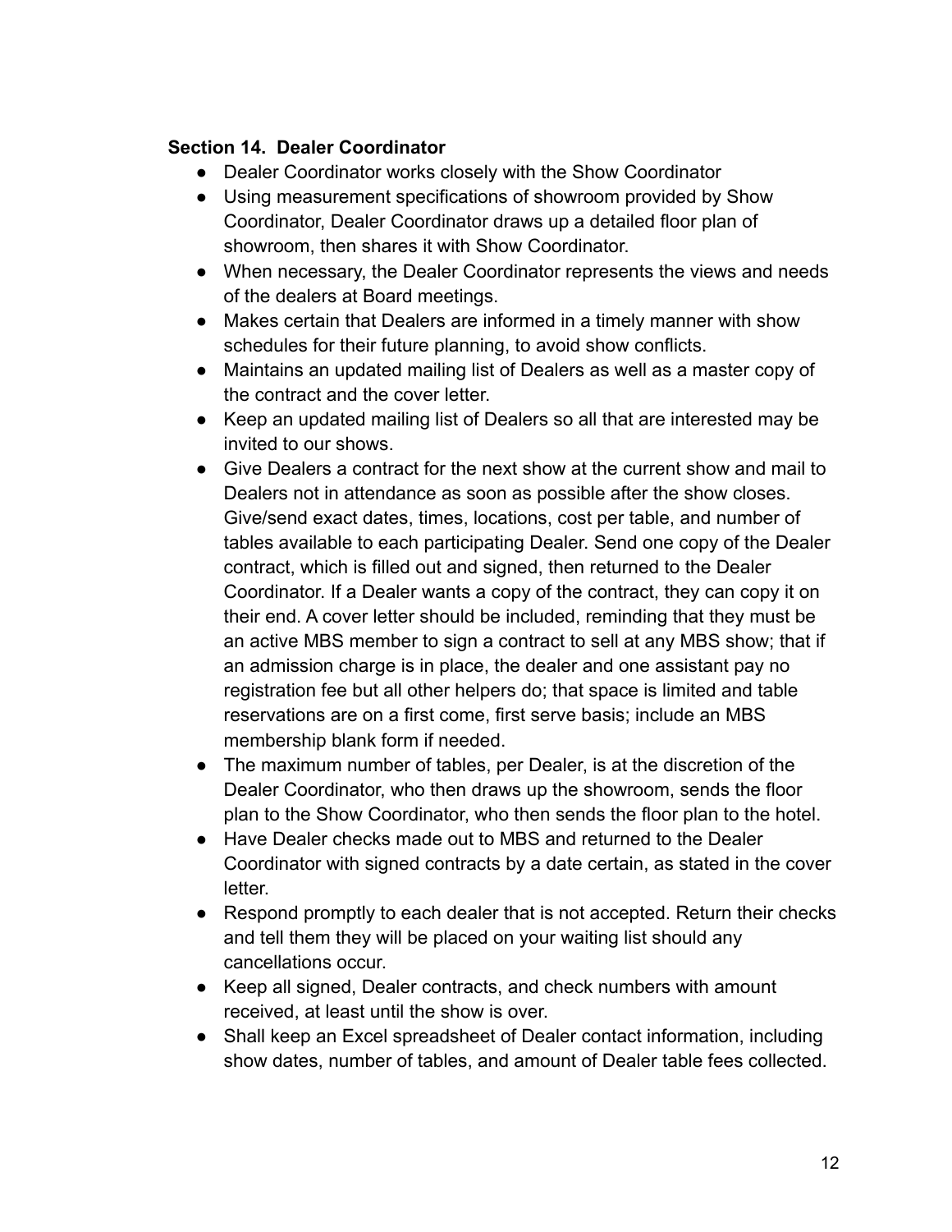**Section 14. Dealer Coordinator**

- Dealer Coordinator works closely with the Show Coordinator
- Using measurement specifications of showroom provided by Show Coordinator, Dealer Coordinator draws up a detailed floor plan of showroom, then shares it with Show Coordinator.
- When necessary, the Dealer Coordinator represents the views and needs of the dealers at Board meetings.
- Makes certain that Dealers are informed in a timely manner with show schedules for their future planning, to avoid show conflicts.
- Maintains an updated mailing list of Dealers as well as a master copy of the contract and the cover letter.
- Keep an updated mailing list of Dealers so all that are interested may be invited to our shows.
- Give Dealers a contract for the next show at the current show and mail to Dealers not in attendance as soon as possible after the show closes. Give/send exact dates, times, locations, cost per table, and number of tables available to each participating Dealer. Send one copy of the Dealer contract, which is filled out and signed, then returned to the Dealer Coordinator. If a Dealer wants a copy of the contract, they can copy it on their end. A cover letter should be included, reminding that they must be an active MBS member to sign a contract to sell at any MBS show; that if an admission charge is in place, the dealer and one assistant pay no registration fee but all other helpers do; that space is limited and table reservations are on a first come, first serve basis; include an MBS membership blank form if needed.
- The maximum number of tables, per Dealer, is at the discretion of the Dealer Coordinator, who then draws up the showroom, sends the floor plan to the Show Coordinator, who then sends the floor plan to the hotel.
- Have Dealer checks made out to MBS and returned to the Dealer Coordinator with signed contracts by a date certain, as stated in the cover letter.
- Respond promptly to each dealer that is not accepted. Return their checks and tell them they will be placed on your waiting list should any cancellations occur.
- Keep all signed, Dealer contracts, and check numbers with amount received, at least until the show is over.
- Shall keep an Excel spreadsheet of Dealer contact information, including show dates, number of tables, and amount of Dealer table fees collected.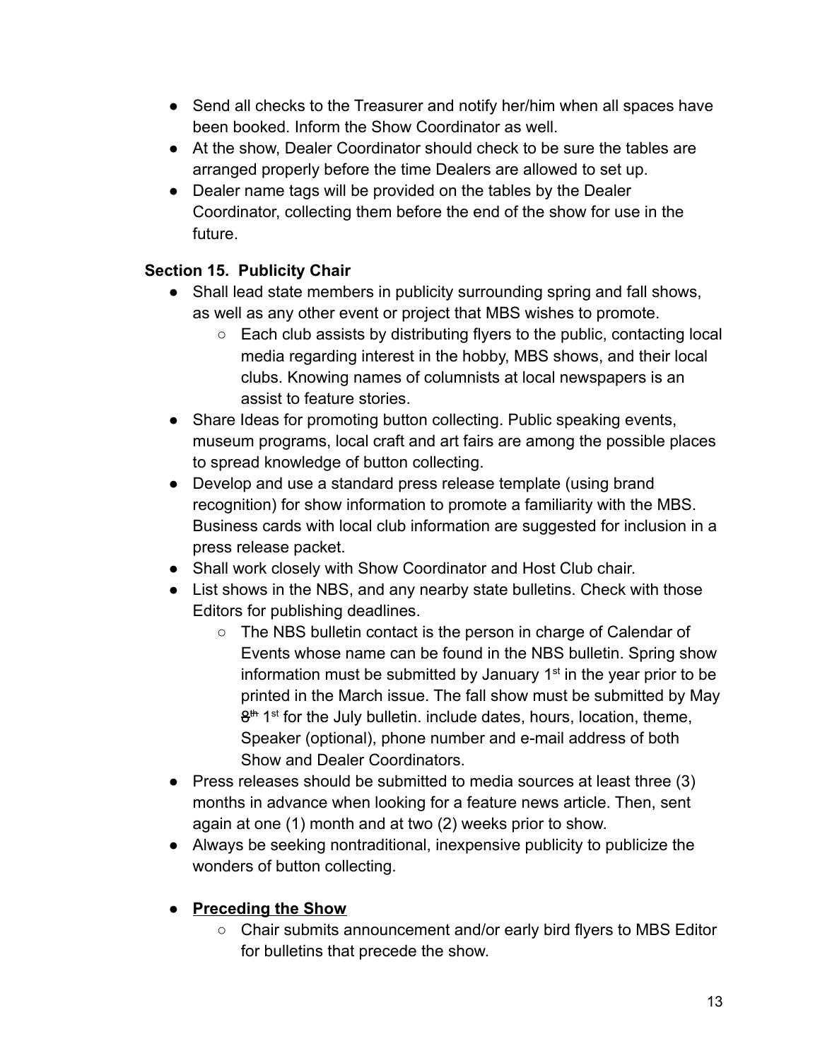- Send all checks to the Treasurer and notify her/him when all spaces have been booked. Inform the Show Coordinator as well.
- At the show, Dealer Coordinator should check to be sure the tables are arranged properly before the time Dealers are allowed to set up.
- Dealer name tags will be provided on the tables by the Dealer Coordinator, collecting them before the end of the show for use in the future.

**Section 15. Publicity Chair**

- Shall lead state members in publicity surrounding spring and fall shows, as well as any other event or project that MBS wishes to promote.
    - Each club assists by distributing flyers to the public, contacting local media regarding interest in the hobby, MBS shows, and their local clubs. Knowing names of columnists at local newspapers is an assist to feature stories.
- Share Ideas for promoting button collecting. Public speaking events, museum programs, local craft and art fairs are among the possible places to spread knowledge of button collecting.
- Develop and use a standard press release template (using brand recognition) for show information to promote a familiarity with the MBS. Business cards with local club information are suggested for inclusion in a press release packet.
- Shall work closely with Show Coordinator and Host Club chair.
- List shows in the NBS, and any nearby state bulletins. Check with those Editors for publishing deadlines.
    - The NBS bulletin contact is the person in charge of Calendar of Events whose name can be found in the NBS bulletin. Spring show information must be submitted by January 1st in the year prior to be printed in the March issue. The fall show must be submitted by May ~~8th~~ 1st for the July bulletin. include dates, hours, location, theme, Speaker (optional), phone number and e-mail address of both Show and Dealer Coordinators.
- Press releases should be submitted to media sources at least three (3) months in advance when looking for a feature news article. Then, sent again at one (1) month and at two (2) weeks prior to show.
- Always be seeking nontraditional, inexpensive publicity to publicize the wonders of button collecting.

- **<u>Preceding the Show</u>**
    - Chair submits announcement and/or early bird flyers to MBS Editor for bulletins that precede the show.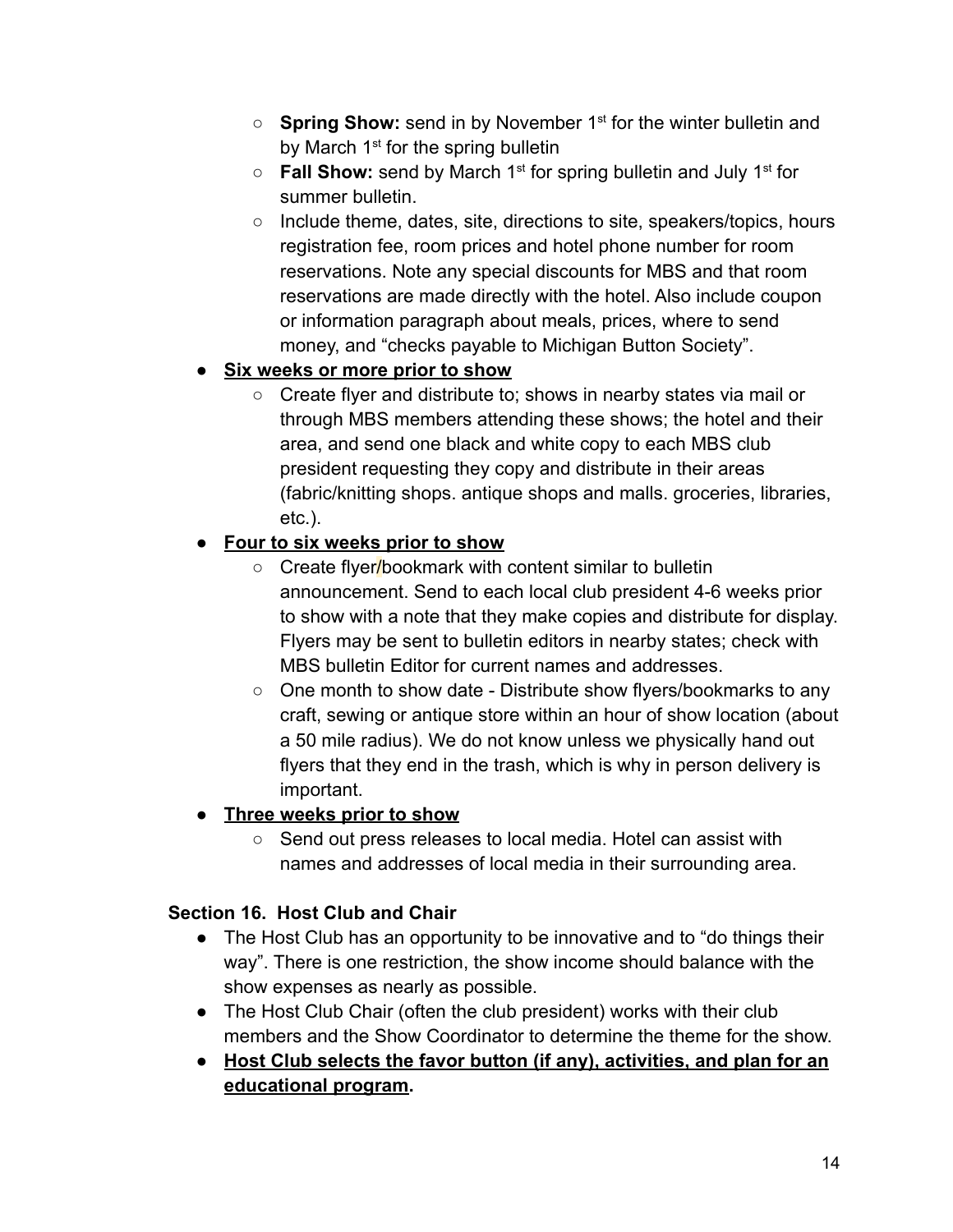- **Spring Show:** send in by November 1st for the winter bulletin and by March 1st for the spring bulletin
- **Fall Show:** send by March 1st for spring bulletin and July 1st for summer bulletin.
- Include theme, dates, site, directions to site, speakers/topics, hours registration fee, room prices and hotel phone number for room reservations. Note any special discounts for MBS and that room reservations are made directly with the hotel. Also include coupon or information paragraph about meals, prices, where to send money, and "checks payable to Michigan Button Society".

- **<u>Six weeks or more prior to show</u>**
  - Create flyer and distribute to; shows in nearby states via mail or through MBS members attending these shows; the hotel and their area, and send one black and white copy to each MBS club president requesting they copy and distribute in their areas (fabric/knitting shops. antique shops and malls. groceries, libraries, etc.).
- **<u>Four to six weeks prior to show</u>**
  - Create flyer/bookmark with content similar to bulletin announcement. Send to each local club president 4-6 weeks prior to show with a note that they make copies and distribute for display. Flyers may be sent to bulletin editors in nearby states; check with MBS bulletin Editor for current names and addresses.
  - One month to show date - Distribute show flyers/bookmarks to any craft, sewing or antique store within an hour of show location (about a 50 mile radius). We do not know unless we physically hand out flyers that they end in the trash, which is why in person delivery is important.
- **<u>Three weeks prior to show</u>**
  - Send out press releases to local media. Hotel can assist with names and addresses of local media in their surrounding area.

**Section 16. Host Club and Chair**

- The Host Club has an opportunity to be innovative and to "do things their way". There is one restriction, the show income should balance with the show expenses as nearly as possible.
- The Host Club Chair (often the club president) works with their club members and the Show Coordinator to determine the theme for the show.
- **<u>Host Club selects the favor button (if any), activities, and plan for an educational program</u>.**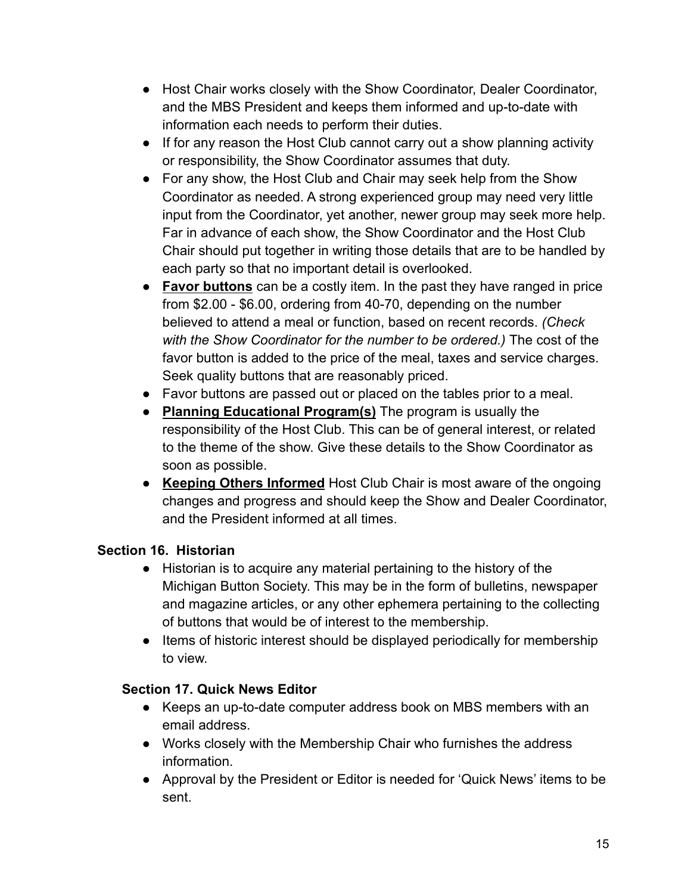- Host Chair works closely with the Show Coordinator, Dealer Coordinator, and the MBS President and keeps them informed and up-to-date with information each needs to perform their duties.
- If for any reason the Host Club cannot carry out a show planning activity or responsibility, the Show Coordinator assumes that duty.
- For any show, the Host Club and Chair may seek help from the Show Coordinator as needed. A strong experienced group may need very little input from the Coordinator, yet another, newer group may seek more help. Far in advance of each show, the Show Coordinator and the Host Club Chair should put together in writing those details that are to be handled by each party so that no important detail is overlooked.
- **Favor buttons** can be a costly item. In the past they have ranged in price from $2.00 - $6.00, ordering from 40-70, depending on the number believed to attend a meal or function, based on recent records. *(Check with the Show Coordinator for the number to be ordered.)* The cost of the favor button is added to the price of the meal, taxes and service charges. Seek quality buttons that are reasonably priced.
- Favor buttons are passed out or placed on the tables prior to a meal.
- **Planning Educational Program(s)** The program is usually the responsibility of the Host Club. This can be of general interest, or related to the theme of the show. Give these details to the Show Coordinator as soon as possible.
- **Keeping Others Informed** Host Club Chair is most aware of the ongoing changes and progress and should keep the Show and Dealer Coordinator, and the President informed at all times.

### Section 16. Historian

- Historian is to acquire any material pertaining to the history of the Michigan Button Society. This may be in the form of bulletins, newspaper and magazine articles, or any other ephemera pertaining to the collecting of buttons that would be of interest to the membership.
- Items of historic interest should be displayed periodically for membership to view.

### Section 17. Quick News Editor

- Keeps an up-to-date computer address book on MBS members with an email address.
- Works closely with the Membership Chair who furnishes the address information.
- Approval by the President or Editor is needed for 'Quick News' items to be sent.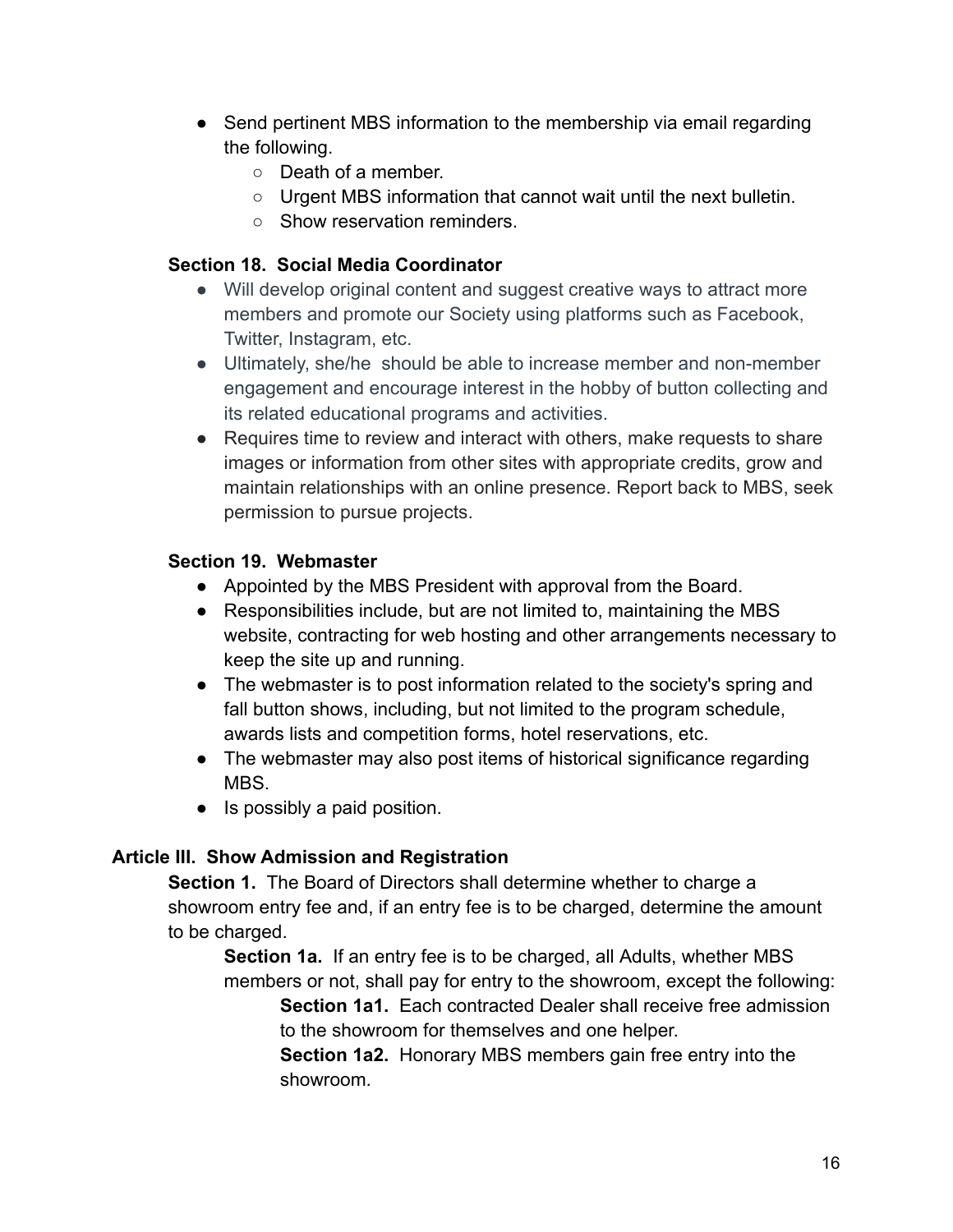- Send pertinent MBS information to the membership via email regarding the following.
    - Death of a member.
    - Urgent MBS information that cannot wait until the next bulletin.
    - Show reservation reminders.

### Section 18. Social Media Coordinator

- Will develop original content and suggest creative ways to attract more members and promote our Society using platforms such as Facebook, Twitter, Instagram, etc.
- Ultimately, she/he should be able to increase member and non-member engagement and encourage interest in the hobby of button collecting and its related educational programs and activities.
- Requires time to review and interact with others, make requests to share images or information from other sites with appropriate credits, grow and maintain relationships with an online presence. Report back to MBS, seek permission to pursue projects.

### Section 19. Webmaster

- Appointed by the MBS President with approval from the Board.
- Responsibilities include, but are not limited to, maintaining the MBS website, contracting for web hosting and other arrangements necessary to keep the site up and running.
- The webmaster is to post information related to the society's spring and fall button shows, including, but not limited to the program schedule, awards lists and competition forms, hotel reservations, etc.
- The webmaster may also post items of historical significance regarding MBS.
- Is possibly a paid position.

## Article III. Show Admission and Registration

**Section 1.** The Board of Directors shall determine whether to charge a showroom entry fee and, if an entry fee is to be charged, determine the amount to be charged.

**Section 1a.** If an entry fee is to be charged, all Adults, whether MBS members or not, shall pay for entry to the showroom, except the following:

**Section 1a1.** Each contracted Dealer shall receive free admission to the showroom for themselves and one helper.

**Section 1a2.** Honorary MBS members gain free entry into the showroom.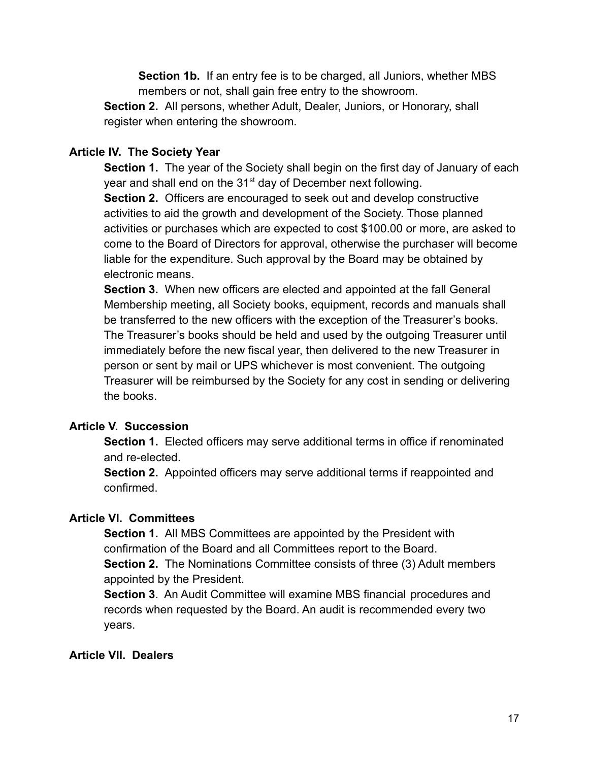**Section 1b.** If an entry fee is to be charged, all Juniors, whether MBS members or not, shall gain free entry to the showroom.

**Section 2.** All persons, whether Adult, Dealer, Juniors, or Honorary, shall register when entering the showroom.

### Article IV. The Society Year

**Section 1.** The year of the Society shall begin on the first day of January of each year and shall end on the 31st day of December next following.

**Section 2.** Officers are encouraged to seek out and develop constructive activities to aid the growth and development of the Society. Those planned activities or purchases which are expected to cost $100.00 or more, are asked to come to the Board of Directors for approval, otherwise the purchaser will become liable for the expenditure. Such approval by the Board may be obtained by electronic means.

**Section 3.** When new officers are elected and appointed at the fall General Membership meeting, all Society books, equipment, records and manuals shall be transferred to the new officers with the exception of the Treasurer's books. The Treasurer's books should be held and used by the outgoing Treasurer until immediately before the new fiscal year, then delivered to the new Treasurer in person or sent by mail or UPS whichever is most convenient. The outgoing Treasurer will be reimbursed by the Society for any cost in sending or delivering the books.

### Article V. Succession

**Section 1.** Elected officers may serve additional terms in office if renominated and re-elected.

**Section 2.** Appointed officers may serve additional terms if reappointed and confirmed.

### Article VI. Committees

**Section 1.** All MBS Committees are appointed by the President with confirmation of the Board and all Committees report to the Board.

**Section 2.** The Nominations Committee consists of three (3) Adult members appointed by the President.

**Section 3**. An Audit Committee will examine MBS financial procedures and records when requested by the Board. An audit is recommended every two years.

### Article VII. Dealers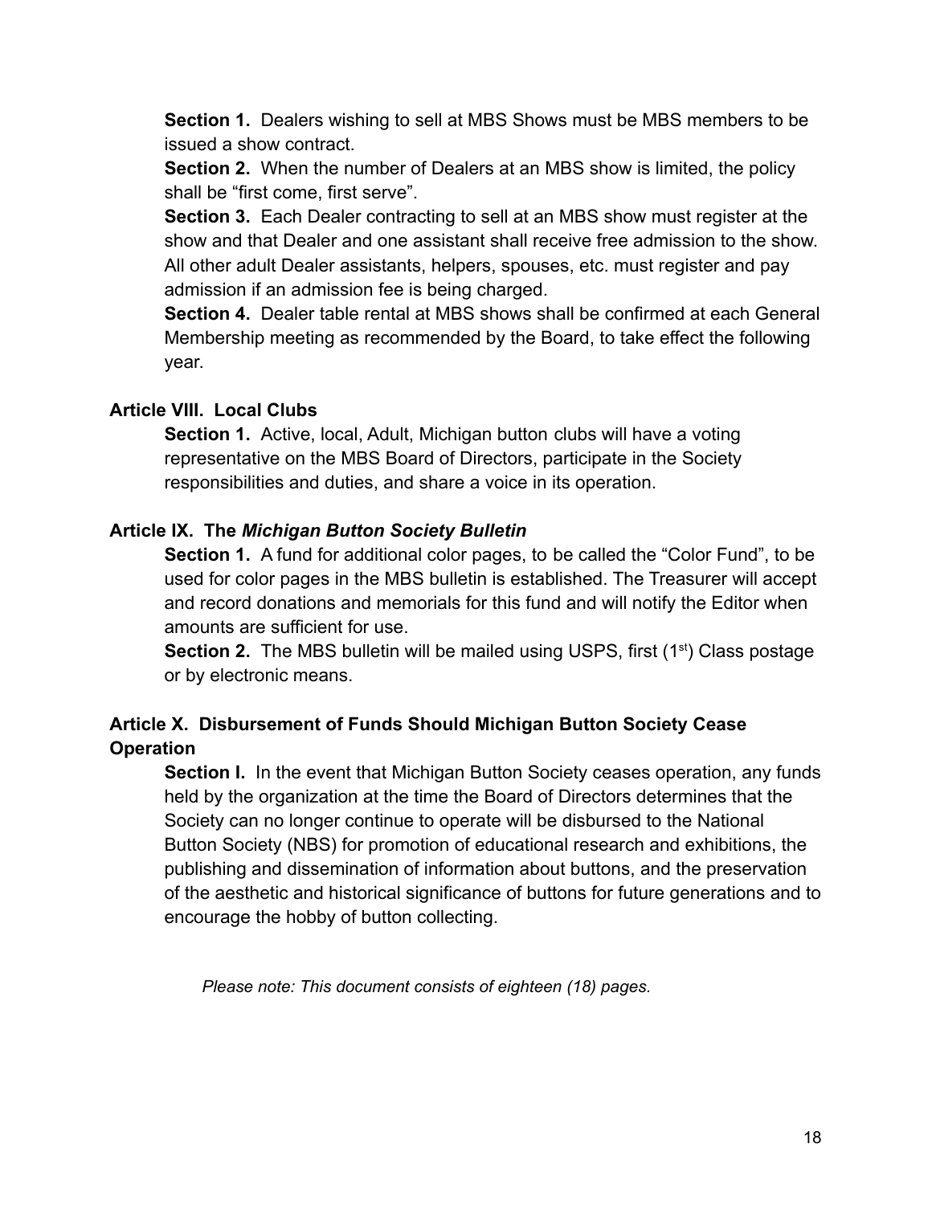**Section 1.** Dealers wishing to sell at MBS Shows must be MBS members to be issued a show contract.

**Section 2.** When the number of Dealers at an MBS show is limited, the policy shall be "first come, first serve".

**Section 3.** Each Dealer contracting to sell at an MBS show must register at the show and that Dealer and one assistant shall receive free admission to the show. All other adult Dealer assistants, helpers, spouses, etc. must register and pay admission if an admission fee is being charged.

**Section 4.** Dealer table rental at MBS shows shall be confirmed at each General Membership meeting as recommended by the Board, to take effect the following year.

## Article VIII. Local Clubs

**Section 1.** Active, local, Adult, Michigan button clubs will have a voting representative on the MBS Board of Directors, participate in the Society responsibilities and duties, and share a voice in its operation.

## Article IX. The *Michigan Button Society Bulletin*

**Section 1.** A fund for additional color pages, to be called the "Color Fund", to be used for color pages in the MBS bulletin is established. The Treasurer will accept and record donations and memorials for this fund and will notify the Editor when amounts are sufficient for use.

**Section 2.** The MBS bulletin will be mailed using USPS, first (1st) Class postage or by electronic means.

## Article X. Disbursement of Funds Should Michigan Button Society Cease Operation

**Section I.** In the event that Michigan Button Society ceases operation, any funds held by the organization at the time the Board of Directors determines that the Society can no longer continue to operate will be disbursed to the National Button Society (NBS) for promotion of educational research and exhibitions, the publishing and dissemination of information about buttons, and the preservation of the aesthetic and historical significance of buttons for future generations and to encourage the hobby of button collecting.

*Please note: This document consists of eighteen (18) pages.*